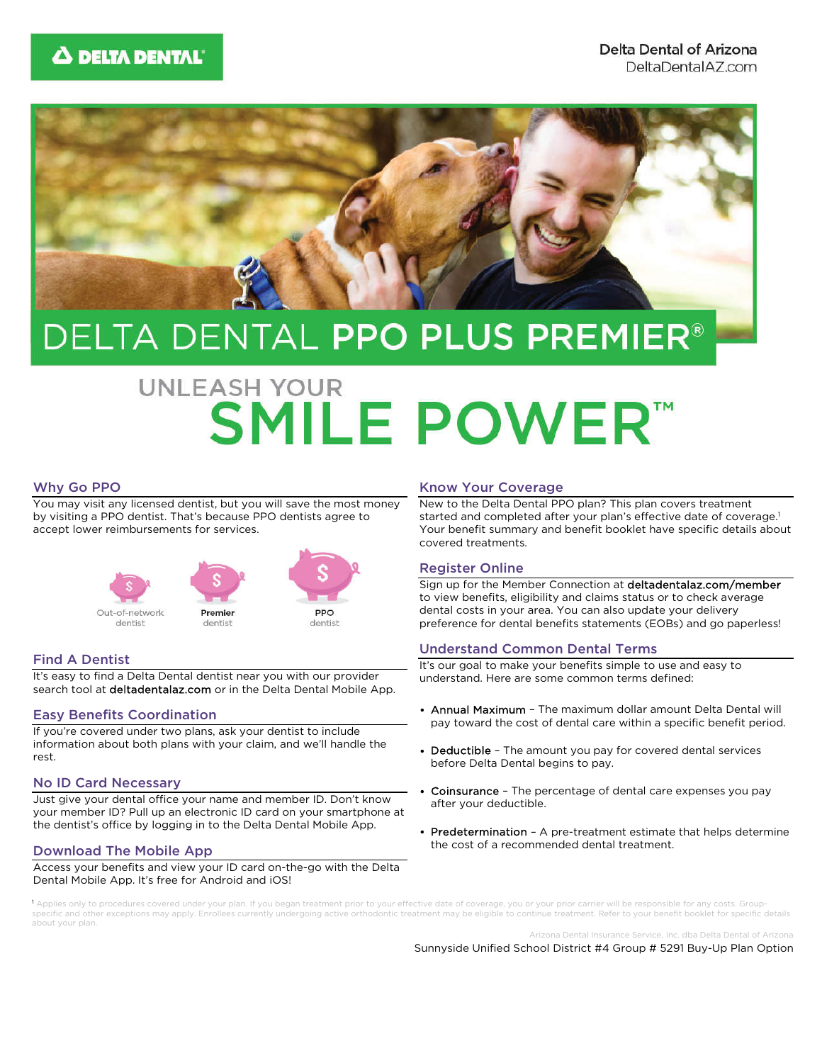Delta Dental of Arizona
DeltaDentalAZ.com

# DELTA DENTAL **PPO PLUS PREMIER®**

## UNLEASH YOUR SMILE POWER™

### Why Go PPO

You may visit any licensed dentist, but you will save the most money by visiting a PPO dentist. That's because PPO dentists agree to accept lower reimbursements for services.

Out-of-network dentist | **Premier** dentist | **PPO** dentist

### Find A Dentist

It's easy to find a Delta Dental dentist near you with our provider search tool at deltadentalaz.com or in the Delta Dental Mobile App.

### Easy Benefits Coordination

If you're covered under two plans, ask your dentist to include information about both plans with your claim, and we'll handle the rest.

### No ID Card Necessary

Just give your dental office your name and member ID. Don't know your member ID? Pull up an electronic ID card on your smartphone at the dentist's office by logging in to the Delta Dental Mobile App.

### Download The Mobile App

Access your benefits and view your ID card on-the-go with the Delta Dental Mobile App. It's free for Android and iOS!

### Know Your Coverage

New to the Delta Dental PPO plan? This plan covers treatment started and completed after your plan's effective date of coverage.[1] Your benefit summary and benefit booklet have specific details about covered treatments.

### Register Online

Sign up for the Member Connection at deltadentalaz.com/member to view benefits, eligibility and claims status or to check average dental costs in your area. You can also update your delivery preference for dental benefits statements (EOBs) and go paperless!

### Understand Common Dental Terms

It's our goal to make your benefits simple to use and easy to understand. Here are some common terms defined:

- **Annual Maximum** – The maximum dollar amount Delta Dental will pay toward the cost of dental care within a specific benefit period.
- **Deductible** – The amount you pay for covered dental services before Delta Dental begins to pay.
- **Coinsurance** – The percentage of dental care expenses you pay after your deductible.
- **Predetermination** – A pre-treatment estimate that helps determine the cost of a recommended dental treatment.

[1] Applies only to procedures covered under your plan. If you began treatment prior to your effective date of coverage, you or your prior carrier will be responsible for any costs. Group-specific and other exceptions may apply. Enrollees currently undergoing active orthodontic treatment may be eligible to continue treatment. Refer to your benefit booklet for specific details about your plan.

Arizona Dental Insurance Service, Inc. dba Delta Dental of Arizona

Sunnyside Unified School District #4 Group # 5291 Buy-Up Plan Option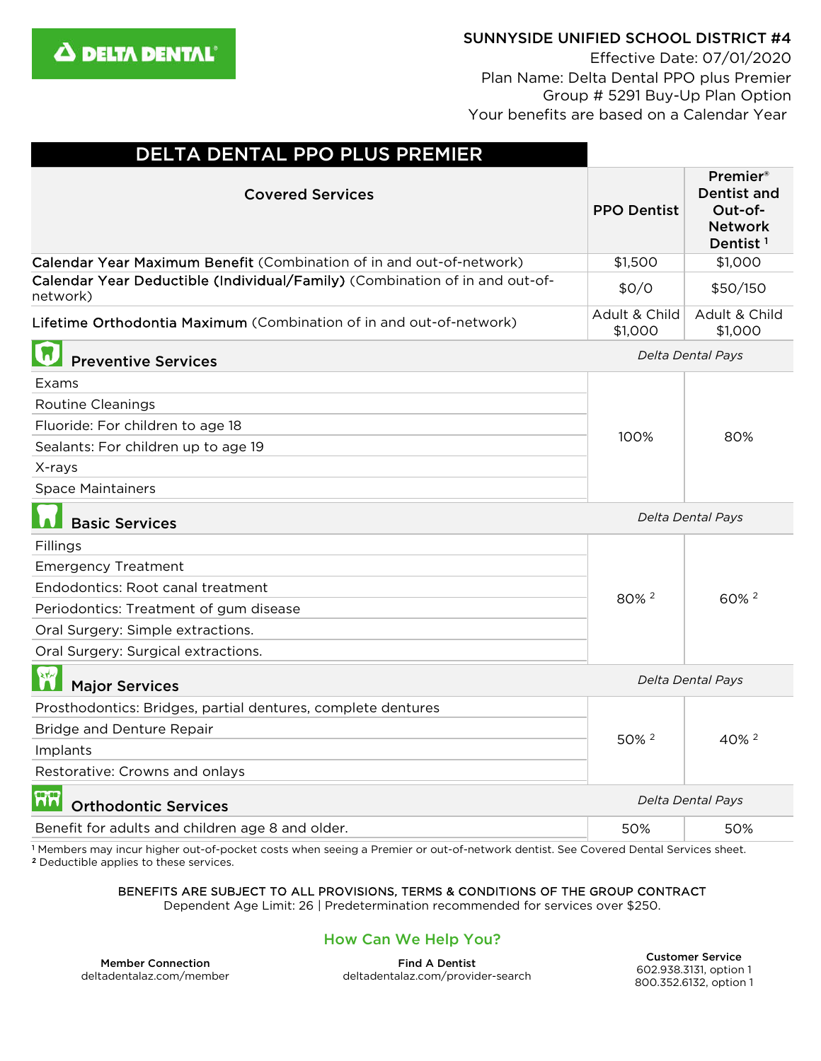DELTA DENTAL

**SUNNYSIDE UNIFIED SCHOOL DISTRICT #4**
Effective Date: 07/01/2020
Plan Name: Delta Dental PPO plus Premier
Group # 5291 Buy-Up Plan Option
Your benefits are based on a Calendar Year

## DELTA DENTAL PPO PLUS PREMIER

| Covered Services | PPO Dentist | Premier® Dentist and Out-of-Network Dentist [1] |
|---|---|---|
| **Calendar Year Maximum Benefit** (Combination of in and out-of-network) | $1,500 | $1,000 |
| **Calendar Year Deductible (Individual/Family)** (Combination of in and out-of-network) | $0/0 | $50/150 |
| **Lifetime Orthodontia Maximum** (Combination of in and out-of-network) | Adult & Child $1,000 | Adult & Child $1,000 |
| **Preventive Services** | *Delta Dental Pays* | |
| Exams | 100% | 80% |
| Routine Cleanings | | |
| Fluoride: For children to age 18 | | |
| Sealants: For children up to age 19 | | |
| X-rays | | |
| Space Maintainers | | |
| **Basic Services** | *Delta Dental Pays* | |
| Fillings | 80% [2] | 60% [2] |
| Emergency Treatment | | |
| Endodontics: Root canal treatment | | |
| Periodontics: Treatment of gum disease | | |
| Oral Surgery: Simple extractions. | | |
| Oral Surgery: Surgical extractions. | | |
| **Major Services** | *Delta Dental Pays* | |
| Prosthodontics: Bridges, partial dentures, complete dentures | 50% [2] | 40% [2] |
| Bridge and Denture Repair | | |
| Implants | | |
| Restorative: Crowns and onlays | | |
| **Orthodontic Services** | *Delta Dental Pays* | |
| Benefit for adults and children age 8 and older. | 50% | 50% |

[1] Members may incur higher out-of-pocket costs when seeing a Premier or out-of-network dentist. See Covered Dental Services sheet.
[2] Deductible applies to these services.

BENEFITS ARE SUBJECT TO ALL PROVISIONS, TERMS & CONDITIONS OF THE GROUP CONTRACT
Dependent Age Limit: 26 | Predetermination recommended for services over $250.

### How Can We Help You?

**Member Connection**
deltadentalaz.com/member

**Find A Dentist**
deltadentalaz.com/provider-search

**Customer Service**
602.938.3131, option 1
800.352.6132, option 1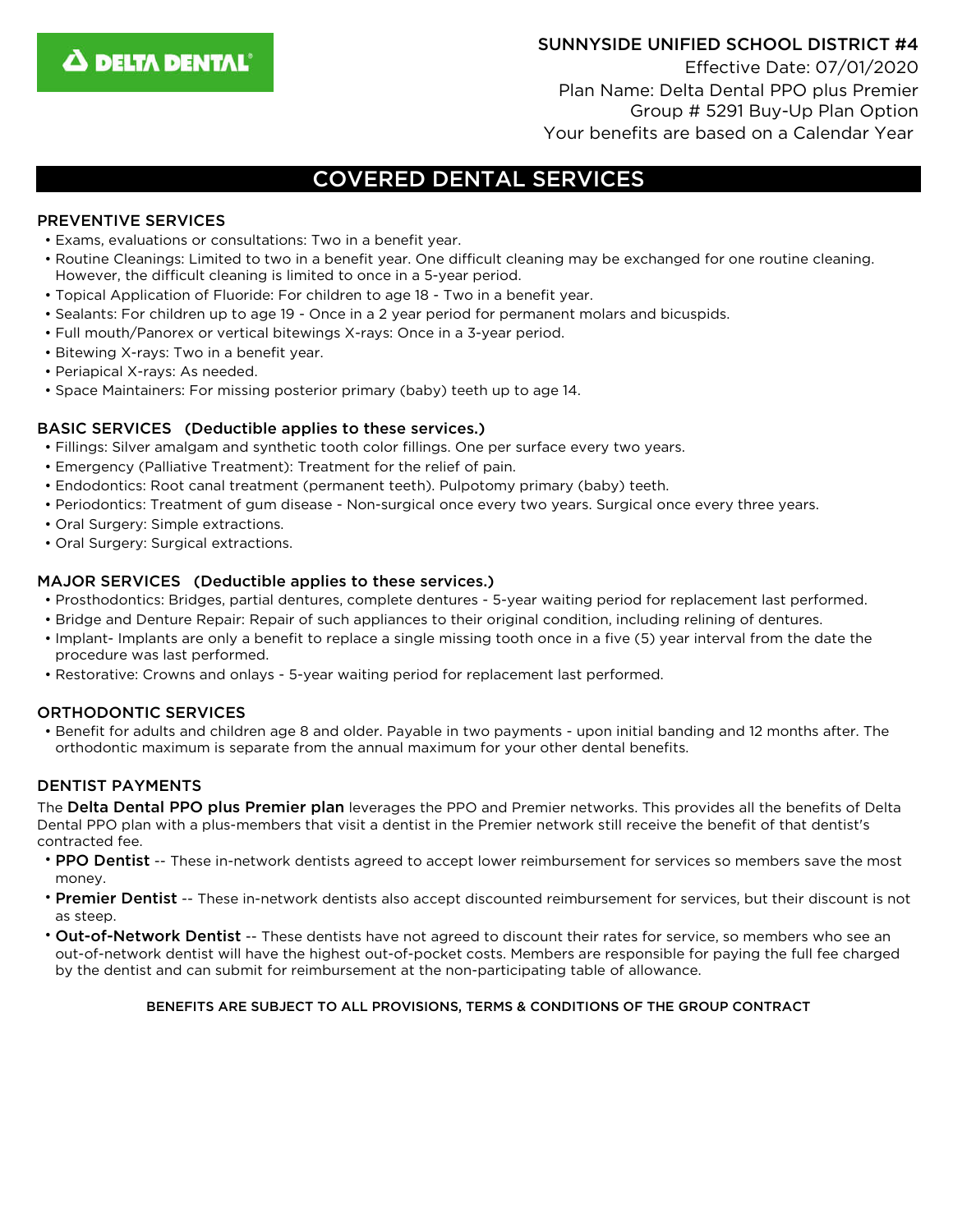DELTA DENTAL

SUNNYSIDE UNIFIED SCHOOL DISTRICT #4
Effective Date: 07/01/2020
Plan Name: Delta Dental PPO plus Premier
Group # 5291 Buy-Up Plan Option
Your benefits are based on a Calendar Year

# COVERED DENTAL SERVICES

## PREVENTIVE SERVICES

- Exams, evaluations or consultations: Two in a benefit year.
- Routine Cleanings: Limited to two in a benefit year. One difficult cleaning may be exchanged for one routine cleaning. However, the difficult cleaning is limited to once in a 5-year period.
- Topical Application of Fluoride: For children to age 18 - Two in a benefit year.
- Sealants: For children up to age 19 - Once in a 2 year period for permanent molars and bicuspids.
- Full mouth/Panorex or vertical bitewings X-rays: Once in a 3-year period.
- Bitewing X-rays: Two in a benefit year.
- Periapical X-rays: As needed.
- Space Maintainers: For missing posterior primary (baby) teeth up to age 14.

## BASIC SERVICES (Deductible applies to these services.)

- Fillings: Silver amalgam and synthetic tooth color fillings. One per surface every two years.
- Emergency (Palliative Treatment): Treatment for the relief of pain.
- Endodontics: Root canal treatment (permanent teeth). Pulpotomy primary (baby) teeth.
- Periodontics: Treatment of gum disease - Non-surgical once every two years. Surgical once every three years.
- Oral Surgery: Simple extractions.
- Oral Surgery: Surgical extractions.

## MAJOR SERVICES (Deductible applies to these services.)

- Prosthodontics: Bridges, partial dentures, complete dentures - 5-year waiting period for replacement last performed.
- Bridge and Denture Repair: Repair of such appliances to their original condition, including relining of dentures.
- Implant- Implants are only a benefit to replace a single missing tooth once in a five (5) year interval from the date the procedure was last performed.
- Restorative: Crowns and onlays - 5-year waiting period for replacement last performed.

## ORTHODONTIC SERVICES

- Benefit for adults and children age 8 and older. Payable in two payments - upon initial banding and 12 months after. The orthodontic maximum is separate from the annual maximum for your other dental benefits.

## DENTIST PAYMENTS

The **Delta Dental PPO plus Premier plan** leverages the PPO and Premier networks. This provides all the benefits of Delta Dental PPO plan with a plus-members that visit a dentist in the Premier network still receive the benefit of that dentist's contracted fee.

- **PPO Dentist** -- These in-network dentists agreed to accept lower reimbursement for services so members save the most money.
- **Premier Dentist** -- These in-network dentists also accept discounted reimbursement for services, but their discount is not as steep.
- **Out-of-Network Dentist** -- These dentists have not agreed to discount their rates for service, so members who see an out-of-network dentist will have the highest out-of-pocket costs. Members are responsible for paying the full fee charged by the dentist and can submit for reimbursement at the non-participating table of allowance.

BENEFITS ARE SUBJECT TO ALL PROVISIONS, TERMS & CONDITIONS OF THE GROUP CONTRACT